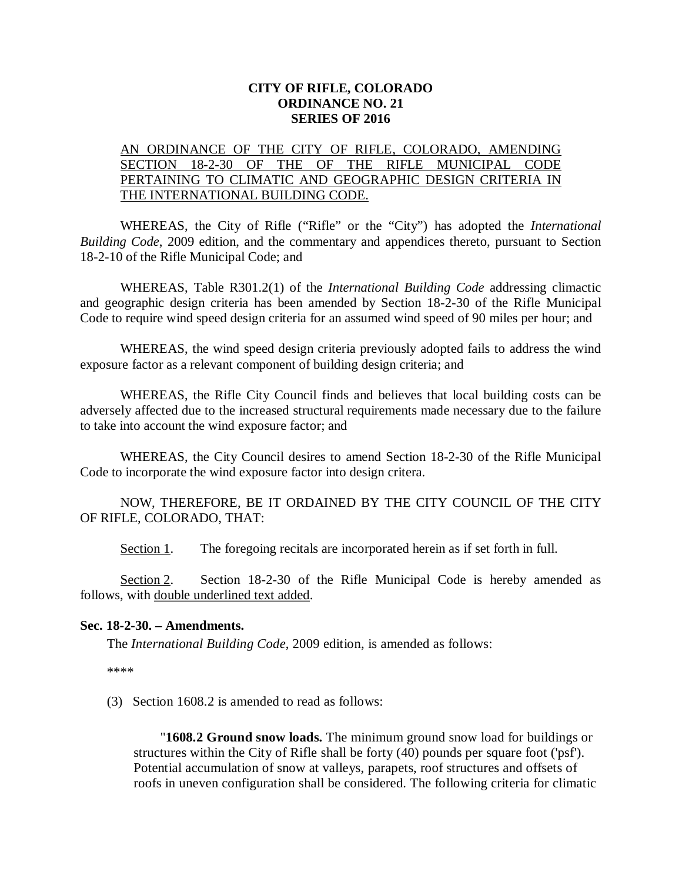**CITY OF RIFLE, COLORADO**
**ORDINANCE NO. 21**
**SERIES OF 2016**

AN ORDINANCE OF THE CITY OF RIFLE, COLORADO, AMENDING SECTION 18-2-30 OF THE OF THE RIFLE MUNICIPAL CODE PERTAINING TO CLIMATIC AND GEOGRAPHIC DESIGN CRITERIA IN THE INTERNATIONAL BUILDING CODE.

WHEREAS, the City of Rifle ("Rifle" or the "City") has adopted the *International Building Code*, 2009 edition, and the commentary and appendices thereto, pursuant to Section 18-2-10 of the Rifle Municipal Code; and

WHEREAS, Table R301.2(1) of the *International Building Code* addressing climactic and geographic design criteria has been amended by Section 18-2-30 of the Rifle Municipal Code to require wind speed design criteria for an assumed wind speed of 90 miles per hour; and

WHEREAS, the wind speed design criteria previously adopted fails to address the wind exposure factor as a relevant component of building design criteria; and

WHEREAS, the Rifle City Council finds and believes that local building costs can be adversely affected due to the increased structural requirements made necessary due to the failure to take into account the wind exposure factor; and

WHEREAS, the City Council desires to amend Section 18-2-30 of the Rifle Municipal Code to incorporate the wind exposure factor into design critera.

NOW, THEREFORE, BE IT ORDAINED BY THE CITY COUNCIL OF THE CITY OF RIFLE, COLORADO, THAT:

Section 1. The foregoing recitals are incorporated herein as if set forth in full.

Section 2. Section 18-2-30 of the Rifle Municipal Code is hereby amended as follows, with double underlined text added.

**Sec. 18-2-30. – Amendments.**

The *International Building Code*, 2009 edition, is amended as follows:

****

(3) Section 1608.2 is amended to read as follows:

"**1608.2 Ground snow loads.** The minimum ground snow load for buildings or structures within the City of Rifle shall be forty (40) pounds per square foot ('psf'). Potential accumulation of snow at valleys, parapets, roof structures and offsets of roofs in uneven configuration shall be considered. The following criteria for climatic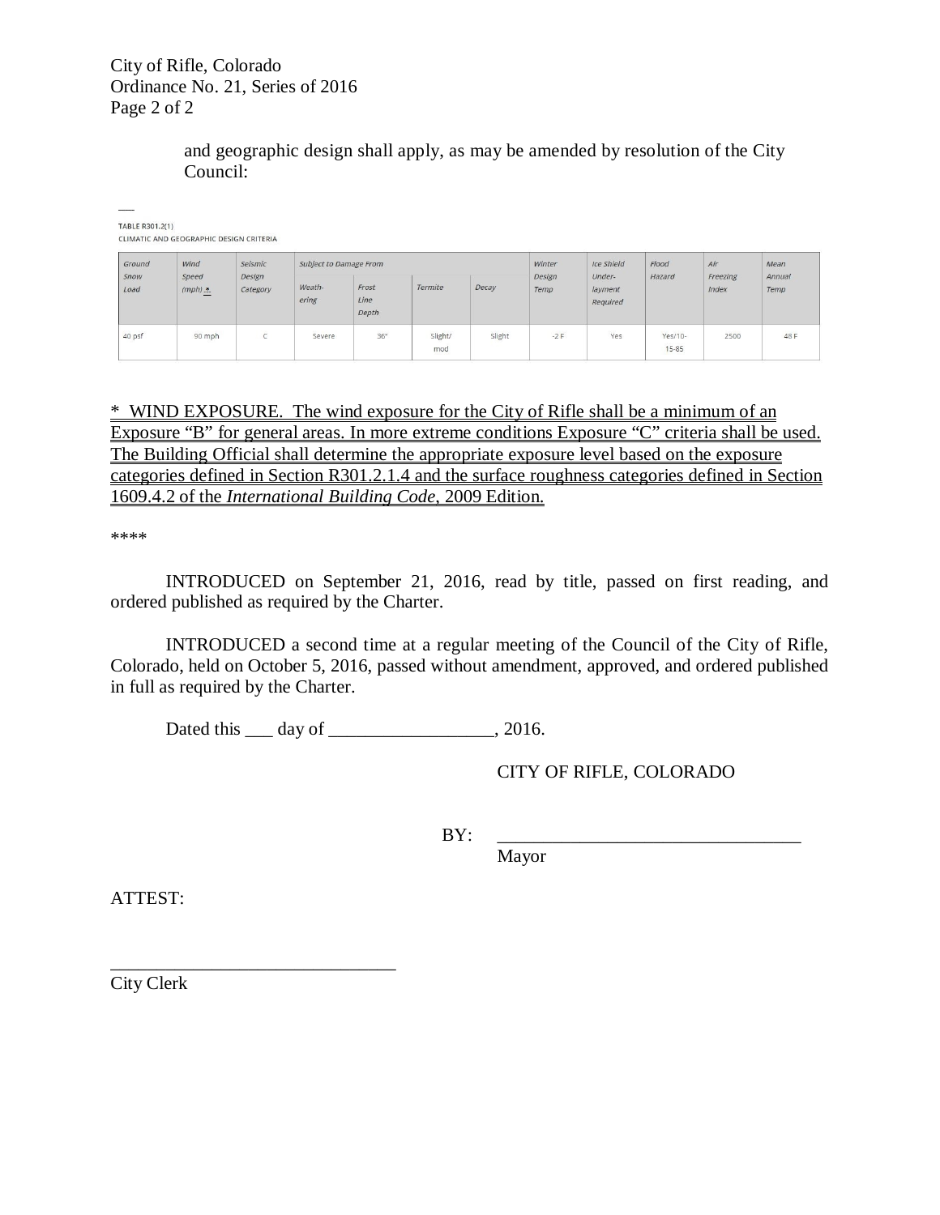and geographic design shall apply, as may be amended by resolution of the City Council:

—

TABLE R301.2(1)
CLIMATIC AND GEOGRAPHIC DESIGN CRITERIA

| Ground Snow Load | Wind Speed (mph) * | Seismic Design Category | Subject to Damage From | | | | Winter Design Temp | Ice Shield Under-layment Required | Flood Hazard | Air Freezing Index | Mean Annual Temp |
|---|---|---|---|---|---|---|---|---|---|---|---|
| | | | Weath-ering | Frost Line Depth | Termite | Decay | | | | | |
| 40 psf | 90 mph | C | Severe | 36" | Slight/ mod | Slight | -2 F | Yes | Yes/10-15-85 | 2500 | 48 F |

* WIND EXPOSURE. The wind exposure for the City of Rifle shall be a minimum of an Exposure "B" for general areas. In more extreme conditions Exposure "C" criteria shall be used. The Building Official shall determine the appropriate exposure level based on the exposure categories defined in Section R301.2.1.4 and the surface roughness categories defined in Section 1609.4.2 of the *International Building Code*, 2009 Edition.

****

INTRODUCED on September 21, 2016, read by title, passed on first reading, and ordered published as required by the Charter.

INTRODUCED a second time at a regular meeting of the Council of the City of Rifle, Colorado, held on October 5, 2016, passed without amendment, approved, and ordered published in full as required by the Charter.

Dated this ___ day of __________________, 2016.

CITY OF RIFLE, COLORADO

BY: _________________________________
Mayor

ATTEST:

_______________________________
City Clerk